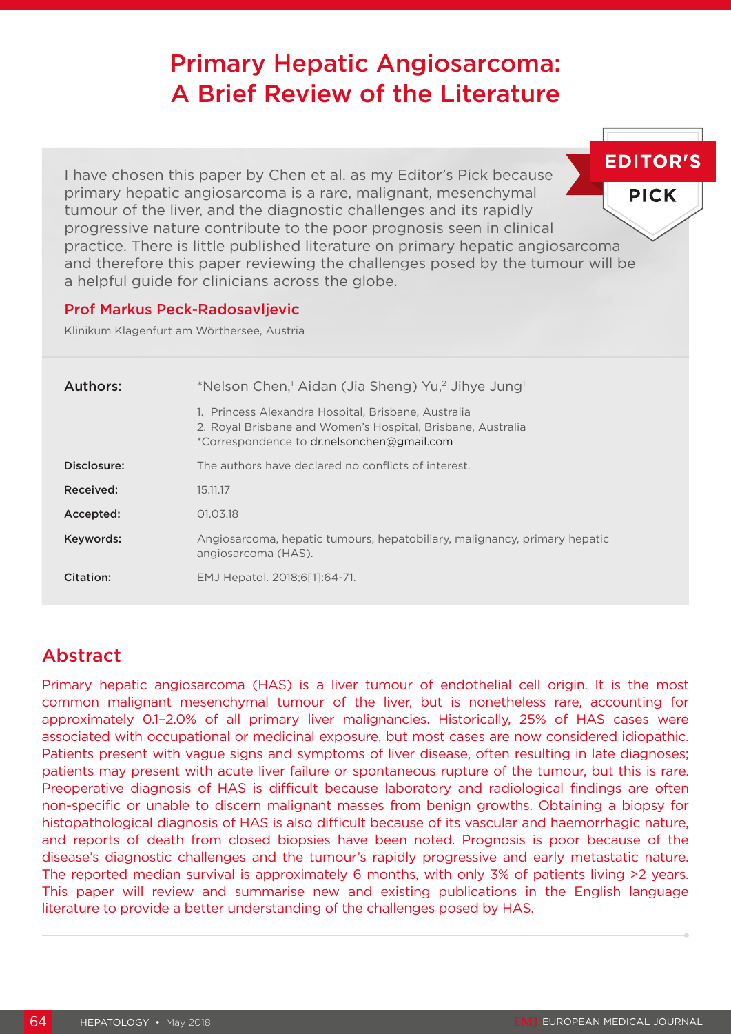# Primary Hepatic Angiosarcoma: A Brief Review of the Literature

**EDITOR'S PICK**

I have chosen this paper by Chen et al. as my Editor's Pick because primary hepatic angiosarcoma is a rare, malignant, mesenchymal tumour of the liver, and the diagnostic challenges and its rapidly progressive nature contribute to the poor prognosis seen in clinical practice. There is little published literature on primary hepatic angiosarcoma and therefore this paper reviewing the challenges posed by the tumour will be a helpful guide for clinicians across the globe.

**Prof Markus Peck-Radosavljevic**

Klinikum Klagenfurt am Wörthersee, Austria

| | |
|---|---|
| **Authors:** | *Nelson Chen,[1] Aidan (Jia Sheng) Yu,[2] Jihye Jung[1]<br>1. Princess Alexandra Hospital, Brisbane, Australia<br>2. Royal Brisbane and Women's Hospital, Brisbane, Australia<br>*Correspondence to dr.nelsonchen@gmail.com |
| **Disclosure:** | The authors have declared no conflicts of interest. |
| **Received:** | 15.11.17 |
| **Accepted:** | 01.03.18 |
| **Keywords:** | Angiosarcoma, hepatic tumours, hepatobiliary, malignancy, primary hepatic angiosarcoma (HAS). |
| **Citation:** | EMJ Hepatol. 2018;6[1]:64-71. |

## Abstract

Primary hepatic angiosarcoma (HAS) is a liver tumour of endothelial cell origin. It is the most common malignant mesenchymal tumour of the liver, but is nonetheless rare, accounting for approximately 0.1–2.0% of all primary liver malignancies. Historically, 25% of HAS cases were associated with occupational or medicinal exposure, but most cases are now considered idiopathic. Patients present with vague signs and symptoms of liver disease, often resulting in late diagnoses; patients may present with acute liver failure or spontaneous rupture of the tumour, but this is rare. Preoperative diagnosis of HAS is difficult because laboratory and radiological findings are often non-specific or unable to discern malignant masses from benign growths. Obtaining a biopsy for histopathological diagnosis of HAS is also difficult because of its vascular and haemorrhagic nature, and reports of death from closed biopsies have been noted. Prognosis is poor because of the disease's diagnostic challenges and the tumour's rapidly progressive and early metastatic nature. The reported median survival is approximately 6 months, with only 3% of patients living >2 years. This paper will review and summarise new and existing publications in the English language literature to provide a better understanding of the challenges posed by HAS.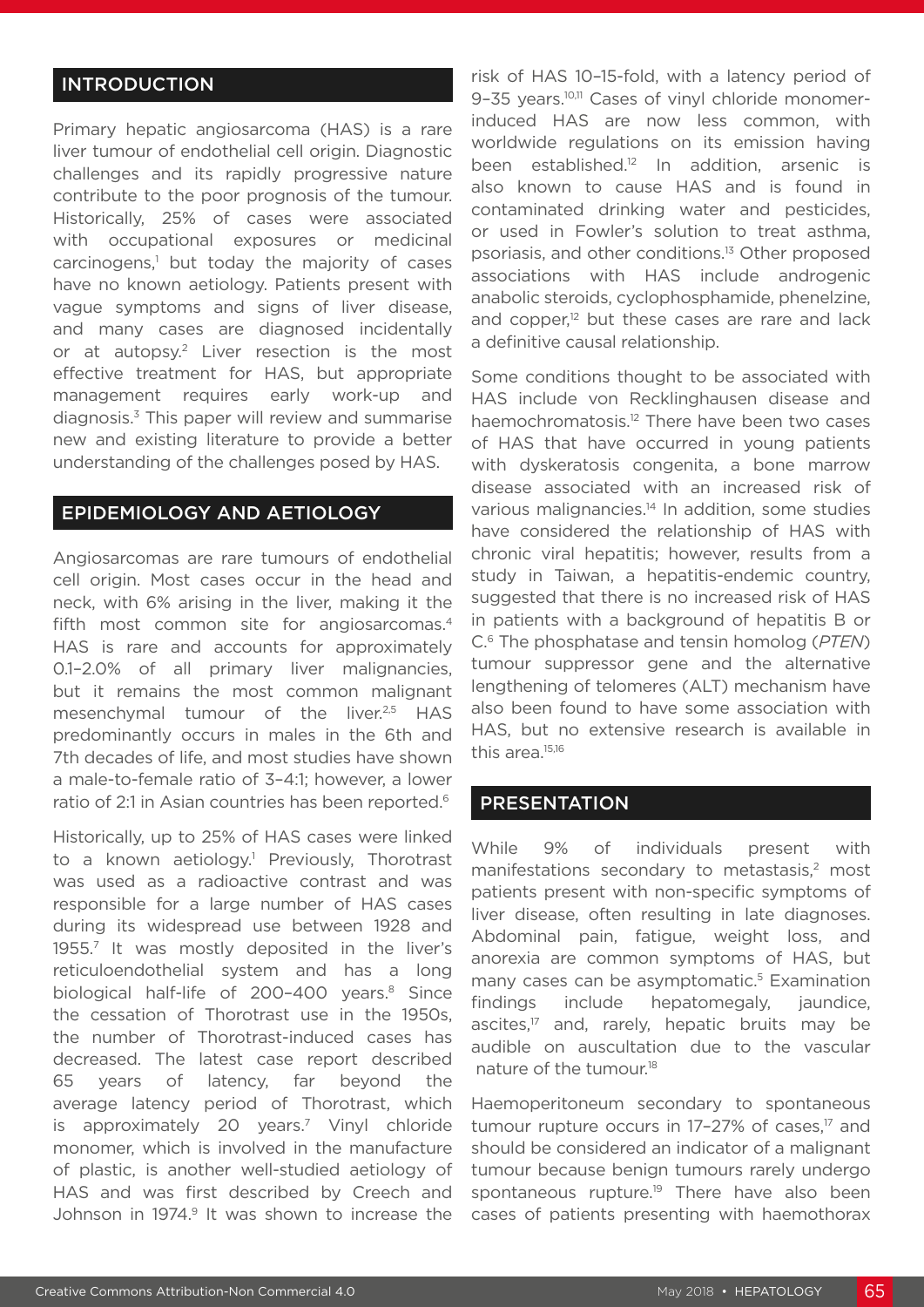## INTRODUCTION

Primary hepatic angiosarcoma (HAS) is a rare liver tumour of endothelial cell origin. Diagnostic challenges and its rapidly progressive nature contribute to the poor prognosis of the tumour. Historically, 25% of cases were associated with occupational exposures or medicinal carcinogens,[1] but today the majority of cases have no known aetiology. Patients present with vague symptoms and signs of liver disease, and many cases are diagnosed incidentally or at autopsy.[2] Liver resection is the most effective treatment for HAS, but appropriate management requires early work-up and diagnosis.[3] This paper will review and summarise new and existing literature to provide a better understanding of the challenges posed by HAS.

## EPIDEMIOLOGY AND AETIOLOGY

Angiosarcomas are rare tumours of endothelial cell origin. Most cases occur in the head and neck, with 6% arising in the liver, making it the fifth most common site for angiosarcomas.[4] HAS is rare and accounts for approximately 0.1–2.0% of all primary liver malignancies, but it remains the most common malignant mesenchymal tumour of the liver.[2,5] HAS predominantly occurs in males in the 6th and 7th decades of life, and most studies have shown a male-to-female ratio of 3–4:1; however, a lower ratio of 2:1 in Asian countries has been reported.[6]

Historically, up to 25% of HAS cases were linked to a known aetiology.[1] Previously, Thorotrast was used as a radioactive contrast and was responsible for a large number of HAS cases during its widespread use between 1928 and 1955.[7] It was mostly deposited in the liver's reticuloendothelial system and has a long biological half-life of 200–400 years.[8] Since the cessation of Thorotrast use in the 1950s, the number of Thorotrast-induced cases has decreased. The latest case report described 65 years of latency, far beyond the average latency period of Thorotrast, which is approximately 20 years.[7] Vinyl chloride monomer, which is involved in the manufacture of plastic, is another well-studied aetiology of HAS and was first described by Creech and Johnson in 1974.[9] It was shown to increase the risk of HAS 10–15-fold, with a latency period of 9–35 years.[10,11] Cases of vinyl chloride monomer-induced HAS are now less common, with worldwide regulations on its emission having been established.[12] In addition, arsenic is also known to cause HAS and is found in contaminated drinking water and pesticides, or used in Fowler's solution to treat asthma, psoriasis, and other conditions.[13] Other proposed associations with HAS include androgenic anabolic steroids, cyclophosphamide, phenelzine, and copper,[12] but these cases are rare and lack a definitive causal relationship.

Some conditions thought to be associated with HAS include von Recklinghausen disease and haemochromatosis.[12] There have been two cases of HAS that have occurred in young patients with dyskeratosis congenita, a bone marrow disease associated with an increased risk of various malignancies.[14] In addition, some studies have considered the relationship of HAS with chronic viral hepatitis; however, results from a study in Taiwan, a hepatitis-endemic country, suggested that there is no increased risk of HAS in patients with a background of hepatitis B or C.[6] The phosphatase and tensin homolog (*PTEN*) tumour suppressor gene and the alternative lengthening of telomeres (ALT) mechanism have also been found to have some association with HAS, but no extensive research is available in this area.[15,16]

## PRESENTATION

While 9% of individuals present with manifestations secondary to metastasis,[2] most patients present with non-specific symptoms of liver disease, often resulting in late diagnoses. Abdominal pain, fatigue, weight loss, and anorexia are common symptoms of HAS, but many cases can be asymptomatic.[5] Examination findings include hepatomegaly, jaundice, ascites,[17] and, rarely, hepatic bruits may be audible on auscultation due to the vascular nature of the tumour.[18]

Haemoperitoneum secondary to spontaneous tumour rupture occurs in 17–27% of cases,[17] and should be considered an indicator of a malignant tumour because benign tumours rarely undergo spontaneous rupture.[19] There have also been cases of patients presenting with haemothorax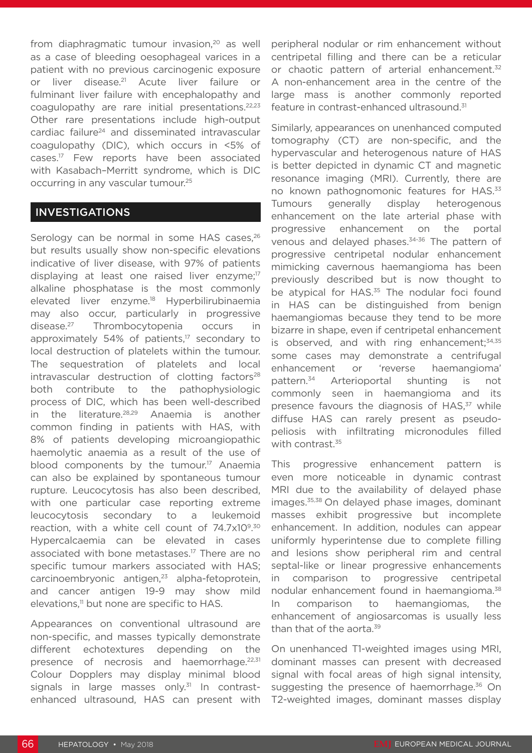from diaphragmatic tumour invasion,[20] as well as a case of bleeding oesophageal varices in a patient with no previous carcinogenic exposure or liver disease.[21] Acute liver failure or fulminant liver failure with encephalopathy and coagulopathy are rare initial presentations.[22,23] Other rare presentations include high-output cardiac failure[24] and disseminated intravascular coagulopathy (DIC), which occurs in <5% of cases.[17] Few reports have been associated with Kasabach–Merritt syndrome, which is DIC occurring in any vascular tumour.[25]

## INVESTIGATIONS

Serology can be normal in some HAS cases,[26] but results usually show non-specific elevations indicative of liver disease, with 97% of patients displaying at least one raised liver enzyme;[17] alkaline phosphatase is the most commonly elevated liver enzyme.[18] Hyperbilirubinaemia may also occur, particularly in progressive disease.[27] Thrombocytopenia occurs in approximately 54% of patients,[17] secondary to local destruction of platelets within the tumour. The sequestration of platelets and local intravascular destruction of clotting factors[28] both contribute to the pathophysiologic process of DIC, which has been well-described in the literature.[28,29] Anaemia is another common finding in patients with HAS, with 8% of patients developing microangiopathic haemolytic anaemia as a result of the use of blood components by the tumour.[17] Anaemia can also be explained by spontaneous tumour rupture. Leucocytosis has also been described, with one particular case reporting extreme leucocytosis secondary to a leukemoid reaction, with a white cell count of $74.7\times10^9$.[30] Hypercalcaemia can be elevated in cases associated with bone metastases.[17] There are no specific tumour markers associated with HAS; carcinoembryonic antigen,[23] alpha-fetoprotein, and cancer antigen 19-9 may show mild elevations,[11] but none are specific to HAS.

Appearances on conventional ultrasound are non-specific, and masses typically demonstrate different echotextures depending on the presence of necrosis and haemorrhage.[22,31] Colour Dopplers may display minimal blood signals in large masses only.[31] In contrast-enhanced ultrasound, HAS can present with peripheral nodular or rim enhancement without centripetal filling and there can be a reticular or chaotic pattern of arterial enhancement.[32] A non-enhancement area in the centre of the large mass is another commonly reported feature in contrast-enhanced ultrasound.[31]

Similarly, appearances on unenhanced computed tomography (CT) are non-specific, and the hypervascular and heterogenous nature of HAS is better depicted in dynamic CT and magnetic resonance imaging (MRI). Currently, there are no known pathognomonic features for HAS.[33] Tumours generally display heterogenous enhancement on the late arterial phase with progressive enhancement on the portal venous and delayed phases.[34-36] The pattern of progressive centripetal nodular enhancement mimicking cavernous haemangioma has been previously described but is now thought to be atypical for HAS.[35] The nodular foci found in HAS can be distinguished from benign haemangiomas because they tend to be more bizarre in shape, even if centripetal enhancement is observed, and with ring enhancement;[34,35] some cases may demonstrate a centrifugal enhancement or 'reverse haemangioma' pattern.[34] Arterioportal shunting is not commonly seen in haemangioma and its presence favours the diagnosis of HAS,[37] while diffuse HAS can rarely present as pseudo-peliosis with infiltrating micronodules filled with contrast.[35]

This progressive enhancement pattern is even more noticeable in dynamic contrast MRI due to the availability of delayed phase images.[35,38] On delayed phase images, dominant masses exhibit progressive but incomplete enhancement. In addition, nodules can appear uniformly hyperintense due to complete filling and lesions show peripheral rim and central septal-like or linear progressive enhancements in comparison to progressive centripetal nodular enhancement found in haemangioma.[38] In comparison to haemangiomas, the enhancement of angiosarcomas is usually less than that of the aorta.[39]

On unenhanced T1-weighted images using MRI, dominant masses can present with decreased signal with focal areas of high signal intensity, suggesting the presence of haemorrhage.[36] On T2-weighted images, dominant masses display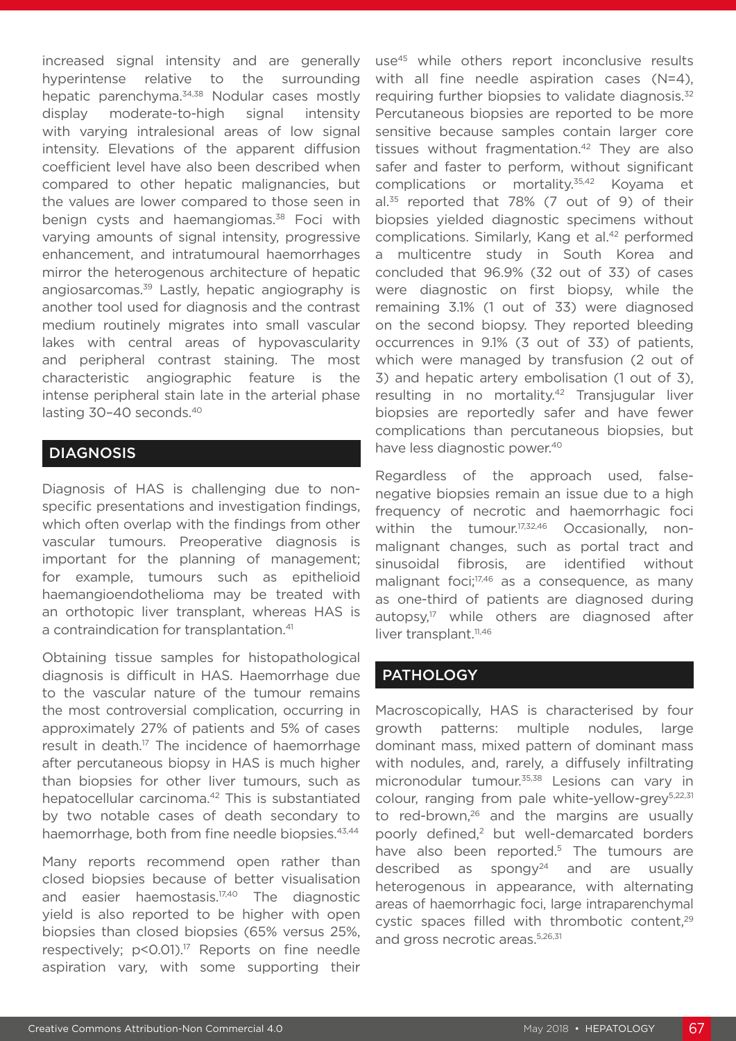increased signal intensity and are generally hyperintense relative to the surrounding hepatic parenchyma.[34,38] Nodular cases mostly display moderate-to-high signal intensity with varying intralesional areas of low signal intensity. Elevations of the apparent diffusion coefficient level have also been described when compared to other hepatic malignancies, but the values are lower compared to those seen in benign cysts and haemangiomas.[38] Foci with varying amounts of signal intensity, progressive enhancement, and intratumoural haemorrhages mirror the heterogenous architecture of hepatic angiosarcomas.[39] Lastly, hepatic angiography is another tool used for diagnosis and the contrast medium routinely migrates into small vascular lakes with central areas of hypovascularity and peripheral contrast staining. The most characteristic angiographic feature is the intense peripheral stain late in the arterial phase lasting 30–40 seconds.[40]

## DIAGNOSIS

Diagnosis of HAS is challenging due to non-specific presentations and investigation findings, which often overlap with the findings from other vascular tumours. Preoperative diagnosis is important for the planning of management; for example, tumours such as epithelioid haemangioendothelioma may be treated with an orthotopic liver transplant, whereas HAS is a contraindication for transplantation.[41]

Obtaining tissue samples for histopathological diagnosis is difficult in HAS. Haemorrhage due to the vascular nature of the tumour remains the most controversial complication, occurring in approximately 27% of patients and 5% of cases result in death.[17] The incidence of haemorrhage after percutaneous biopsy in HAS is much higher than biopsies for other liver tumours, such as hepatocellular carcinoma.[42] This is substantiated by two notable cases of death secondary to haemorrhage, both from fine needle biopsies.[43,44]

Many reports recommend open rather than closed biopsies because of better visualisation and easier haemostasis.[17,40] The diagnostic yield is also reported to be higher with open biopsies than closed biopsies (65% versus 25%, respectively; $p<0.01$).[17] Reports on fine needle aspiration vary, with some supporting their use[45] while others report inconclusive results with all fine needle aspiration cases (N=4), requiring further biopsies to validate diagnosis.[32] Percutaneous biopsies are reported to be more sensitive because samples contain larger core tissues without fragmentation.[42] They are also safer and faster to perform, without significant complications or mortality.[35,42] Koyama et al.[35] reported that 78% (7 out of 9) of their biopsies yielded diagnostic specimens without complications. Similarly, Kang et al.[42] performed a multicentre study in South Korea and concluded that 96.9% (32 out of 33) of cases were diagnostic on first biopsy, while the remaining 3.1% (1 out of 33) were diagnosed on the second biopsy. They reported bleeding occurrences in 9.1% (3 out of 33) of patients, which were managed by transfusion (2 out of 3) and hepatic artery embolisation (1 out of 3), resulting in no mortality.[42] Transjugular liver biopsies are reportedly safer and have fewer complications than percutaneous biopsies, but have less diagnostic power.[40]

Regardless of the approach used, false-negative biopsies remain an issue due to a high frequency of necrotic and haemorrhagic foci within the tumour.[17,32,46] Occasionally, non-malignant changes, such as portal tract and sinusoidal fibrosis, are identified without malignant foci;[17,46] as a consequence, as many as one-third of patients are diagnosed during autopsy,[17] while others are diagnosed after liver transplant.[11,46]

## PATHOLOGY

Macroscopically, HAS is characterised by four growth patterns: multiple nodules, large dominant mass, mixed pattern of dominant mass with nodules, and, rarely, a diffusely infiltrating micronodular tumour.[35,38] Lesions can vary in colour, ranging from pale white-yellow-grey[5,22,31] to red-brown,[26] and the margins are usually poorly defined,[2] but well-demarcated borders have also been reported.[5] The tumours are described as spongy[24] and are usually heterogenous in appearance, with alternating areas of haemorrhagic foci, large intraparenchymal cystic spaces filled with thrombotic content,[29] and gross necrotic areas.[5,26,31]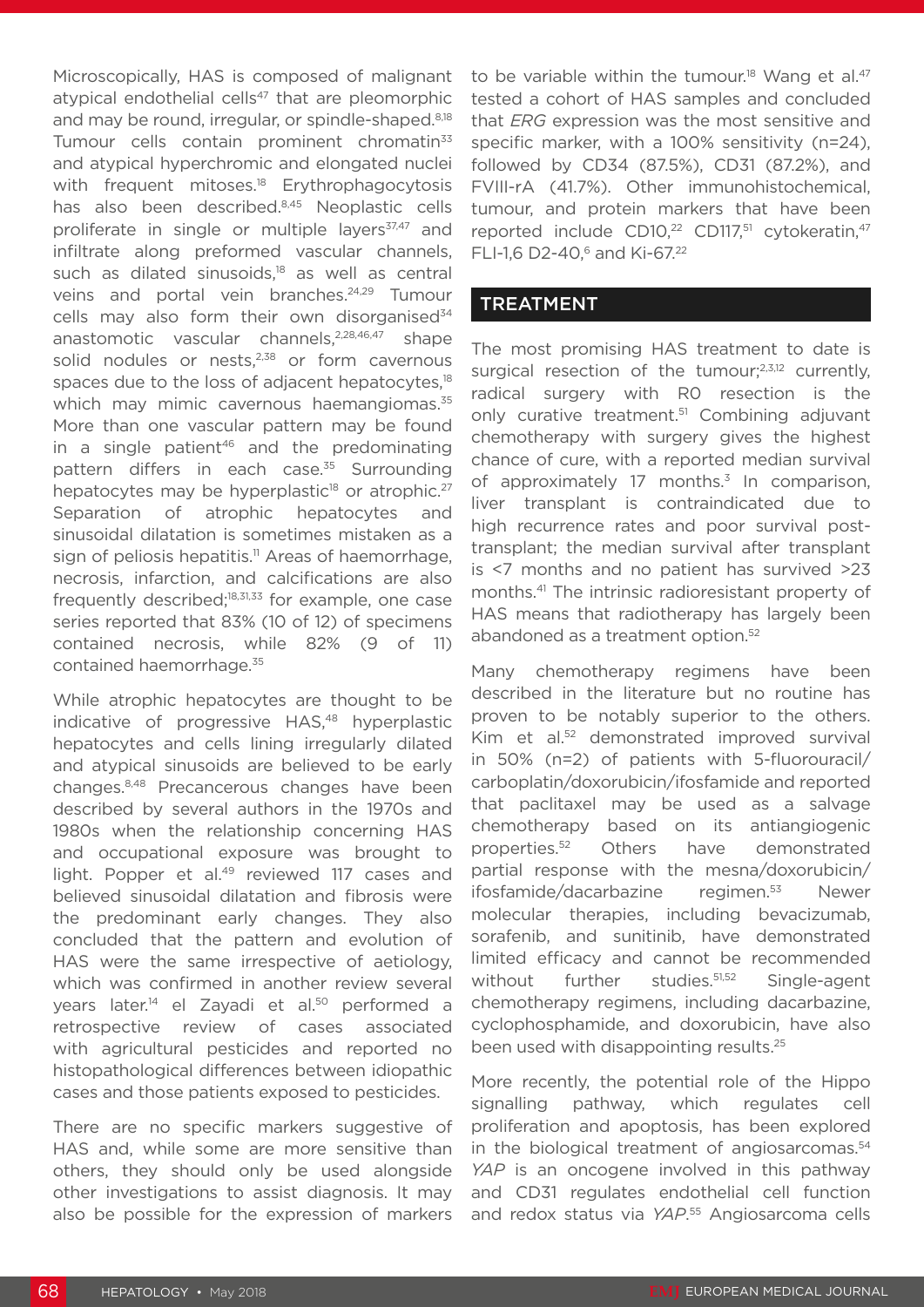Microscopically, HAS is composed of malignant atypical endothelial cells[47] that are pleomorphic and may be round, irregular, or spindle-shaped.[8,18] Tumour cells contain prominent chromatin[33] and atypical hyperchromic and elongated nuclei with frequent mitoses.[18] Erythrophagocytosis has also been described.[8,45] Neoplastic cells proliferate in single or multiple layers[37,47] and infiltrate along preformed vascular channels, such as dilated sinusoids,[18] as well as central veins and portal vein branches.[24,29] Tumour cells may also form their own disorganised[34] anastomotic vascular channels,[2,28,46,47] shape solid nodules or nests,[2,38] or form cavernous spaces due to the loss of adjacent hepatocytes,[18] which may mimic cavernous haemangiomas.[35] More than one vascular pattern may be found in a single patient[46] and the predominating pattern differs in each case.[35] Surrounding hepatocytes may be hyperplastic[18] or atrophic.[27] Separation of atrophic hepatocytes and sinusoidal dilatation is sometimes mistaken as a sign of peliosis hepatitis.[11] Areas of haemorrhage, necrosis, infarction, and calcifications are also frequently described;[18,31,33] for example, one case series reported that 83% (10 of 12) of specimens contained necrosis, while 82% (9 of 11) contained haemorrhage.[35]

While atrophic hepatocytes are thought to be indicative of progressive HAS,[48] hyperplastic hepatocytes and cells lining irregularly dilated and atypical sinusoids are believed to be early changes.[8,48] Precancerous changes have been described by several authors in the 1970s and 1980s when the relationship concerning HAS and occupational exposure was brought to light. Popper et al.[49] reviewed 117 cases and believed sinusoidal dilatation and fibrosis were the predominant early changes. They also concluded that the pattern and evolution of HAS were the same irrespective of aetiology, which was confirmed in another review several years later.[14] el Zayadi et al.[50] performed a retrospective review of cases associated with agricultural pesticides and reported no histopathological differences between idiopathic cases and those patients exposed to pesticides.

There are no specific markers suggestive of HAS and, while some are more sensitive than others, they should only be used alongside other investigations to assist diagnosis. It may also be possible for the expression of markers to be variable within the tumour.[18] Wang et al.[47] tested a cohort of HAS samples and concluded that *ERG* expression was the most sensitive and specific marker, with a 100% sensitivity (n=24), followed by CD34 (87.5%), CD31 (87.2%), and FVIII-rA (41.7%). Other immunohistochemical, tumour, and protein markers that have been reported include CD10,[22] CD117,[51] cytokeratin,[47] FLI-1,[6] D2-40,[6] and Ki-67.[22]

## TREATMENT

The most promising HAS treatment to date is surgical resection of the tumour;[2,3,12] currently, radical surgery with R0 resection is the only curative treatment.[51] Combining adjuvant chemotherapy with surgery gives the highest chance of cure, with a reported median survival of approximately 17 months.[3] In comparison, liver transplant is contraindicated due to high recurrence rates and poor survival post-transplant; the median survival after transplant is <7 months and no patient has survived >23 months.[41] The intrinsic radioresistant property of HAS means that radiotherapy has largely been abandoned as a treatment option.[52]

Many chemotherapy regimens have been described in the literature but no routine has proven to be notably superior to the others. Kim et al.[52] demonstrated improved survival in 50% (n=2) of patients with 5-fluorouracil/carboplatin/doxorubicin/ifosfamide and reported that paclitaxel may be used as a salvage chemotherapy based on its antiangiogenic properties.[52] Others have demonstrated partial response with the mesna/doxorubicin/ifosfamide/dacarbazine regimen.[53] Newer molecular therapies, including bevacizumab, sorafenib, and sunitinib, have demonstrated limited efficacy and cannot be recommended without further studies.[51,52] Single-agent chemotherapy regimens, including dacarbazine, cyclophosphamide, and doxorubicin, have also been used with disappointing results.[25]

More recently, the potential role of the Hippo signalling pathway, which regulates cell proliferation and apoptosis, has been explored in the biological treatment of angiosarcomas.[54] *YAP* is an oncogene involved in this pathway and CD31 regulates endothelial cell function and redox status via *YAP*.[55] Angiosarcoma cells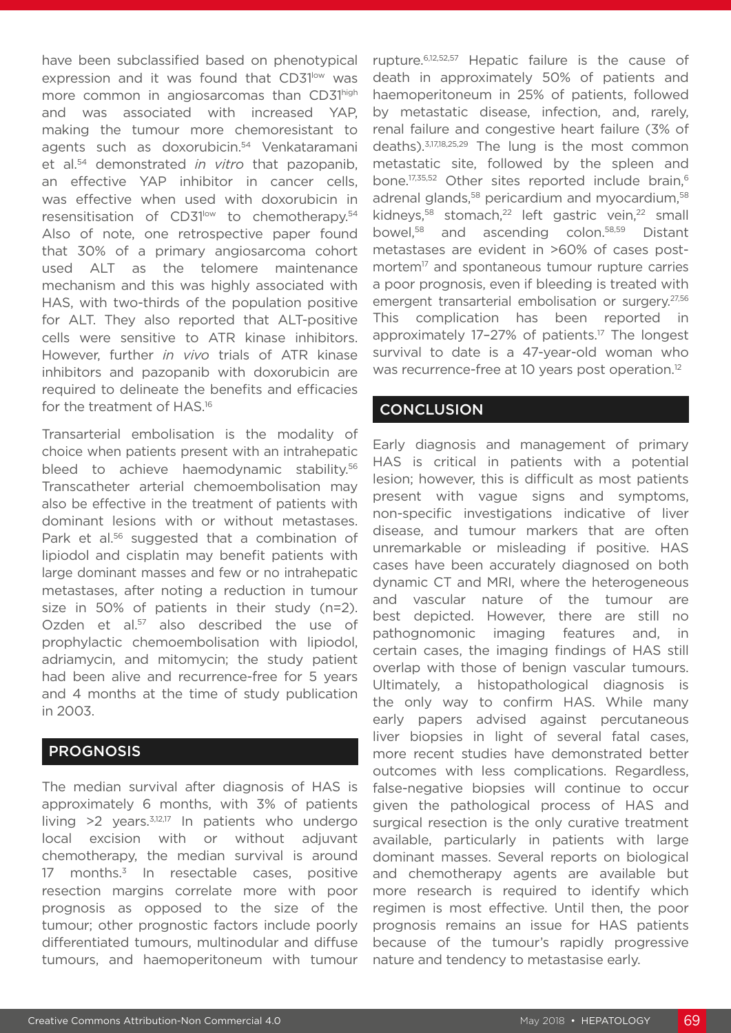have been subclassified based on phenotypical expression and it was found that $CD31^{low}$ was more common in angiosarcomas than $CD31^{high}$ and was associated with increased YAP, making the tumour more chemoresistant to agents such as doxorubicin.[54] Venkataramani et al.[54] demonstrated *in vitro* that pazopanib, an effective YAP inhibitor in cancer cells, was effective when used with doxorubicin in resensitisation of $CD31^{low}$ to chemotherapy.[54] Also of note, one retrospective paper found that 30% of a primary angiosarcoma cohort used ALT as the telomere maintenance mechanism and this was highly associated with HAS, with two-thirds of the population positive for ALT. They also reported that ALT-positive cells were sensitive to ATR kinase inhibitors. However, further *in vivo* trials of ATR kinase inhibitors and pazopanib with doxorubicin are required to delineate the benefits and efficacies for the treatment of HAS.[16]

Transarterial embolisation is the modality of choice when patients present with an intrahepatic bleed to achieve haemodynamic stability.[56] Transcatheter arterial chemoembolisation may also be effective in the treatment of patients with dominant lesions with or without metastases. Park et al.[56] suggested that a combination of lipiodol and cisplatin may benefit patients with large dominant masses and few or no intrahepatic metastases, after noting a reduction in tumour size in 50% of patients in their study (n=2). Ozden et al.[57] also described the use of prophylactic chemoembolisation with lipiodol, adriamycin, and mitomycin; the study patient had been alive and recurrence-free for 5 years and 4 months at the time of study publication in 2003.

## PROGNOSIS

The median survival after diagnosis of HAS is approximately 6 months, with 3% of patients living >2 years.[3,12,17] In patients who undergo local excision with or without adjuvant chemotherapy, the median survival is around 17 months.[3] In resectable cases, positive resection margins correlate more with poor prognosis as opposed to the size of the tumour; other prognostic factors include poorly differentiated tumours, multinodular and diffuse tumours, and haemoperitoneum with tumour rupture.[6,12,52,57] Hepatic failure is the cause of death in approximately 50% of patients and haemoperitoneum in 25% of patients, followed by metastatic disease, infection, and, rarely, renal failure and congestive heart failure (3% of deaths).[3,17,18,25,29] The lung is the most common metastatic site, followed by the spleen and bone.[17,35,52] Other sites reported include brain,[6] adrenal glands,[58] pericardium and myocardium,[58] kidneys,[58] stomach,[22] left gastric vein,[22] small bowel,[58] and ascending colon.[58,59] Distant metastases are evident in >60% of cases post-mortem[17] and spontaneous tumour rupture carries a poor prognosis, even if bleeding is treated with emergent transarterial embolisation or surgery.[27,56] This complication has been reported in approximately 17–27% of patients.[17] The longest survival to date is a 47-year-old woman who was recurrence-free at 10 years post operation.[12]

## CONCLUSION

Early diagnosis and management of primary HAS is critical in patients with a potential lesion; however, this is difficult as most patients present with vague signs and symptoms, non-specific investigations indicative of liver disease, and tumour markers that are often unremarkable or misleading if positive. HAS cases have been accurately diagnosed on both dynamic CT and MRI, where the heterogeneous and vascular nature of the tumour are best depicted. However, there are still no pathognomonic imaging features and, in certain cases, the imaging findings of HAS still overlap with those of benign vascular tumours. Ultimately, a histopathological diagnosis is the only way to confirm HAS. While many early papers advised against percutaneous liver biopsies in light of several fatal cases, more recent studies have demonstrated better outcomes with less complications. Regardless, false-negative biopsies will continue to occur given the pathological process of HAS and surgical resection is the only curative treatment available, particularly in patients with large dominant masses. Several reports on biological and chemotherapy agents are available but more research is required to identify which regimen is most effective. Until then, the poor prognosis remains an issue for HAS patients because of the tumour's rapidly progressive nature and tendency to metastasise early.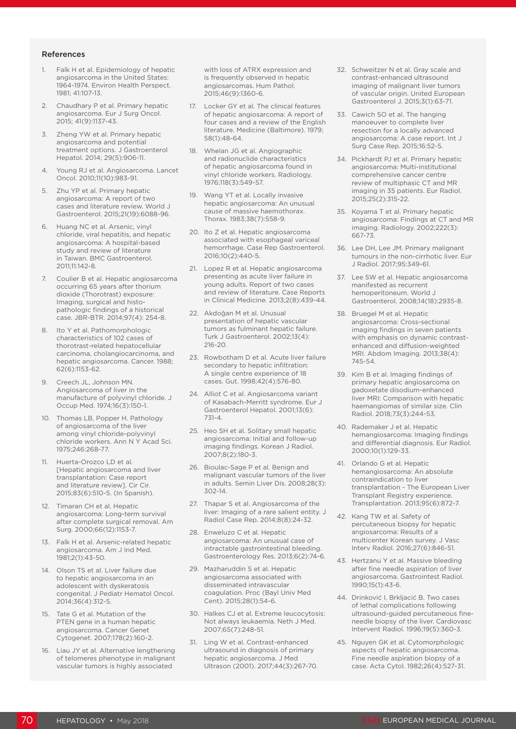## References

1. Falk H et al. Epidemiology of hepatic angiosarcoma in the United States: 1964-1974. Environ Health Perspect. 1981; 41:107-13.
2. Chaudhary P et al. Primary hepatic angiosarcoma. Eur J Surg Oncol. 2015; 41(9):1137-43.
3. Zheng YW et al. Primary hepatic angiosarcoma and potential treatment options. J Gastroenterol Hepatol. 2014; 29(5):906-11.
4. Young RJ et al. Angiosarcoma. Lancet Oncol. 2010;11(10):983-91.
5. Zhu YP et al. Primary hepatic angiosarcoma: A report of two cases and literature review. World J Gastroenterol. 2015;21(19):6088-96.
6. Huang NC et al. Arsenic, vinyl chloride, viral hepatitis, and hepatic angiosarcoma: A hospital-based study and review of literature in Taiwan. BMC Gastroenterol. 2011;11:142-8.
7. Coulier B et al. Hepatic angiosarcoma occurring 65 years after thorium dioxide (Thorotrast) exposure: Imaging, surgical and histo-pathologic findings of a historical case. JBR-BTR. 2014;97(4): 254-8.
8. Ito Y et al. Pathomorphologic characteristics of 102 cases of thorotrast-related hepatocellular carcinoma, cholangiocarcinoma, and hepatic angiosarcoma. Cancer. 1988; 62(6):1153-62.
9. Creech JL, Johnson MN. Angiosarcoma of liver in the manufacture of polyvinyl chloride. J Occup Med. 1974;16(3):150-1.
10. Thomas LB, Popper H. Pathology of angiosarcoma of the liver among vinyl chloride-polyvinyl chloride workers. Ann N Y Acad Sci. 1975;246:268-77.
11. Huerta-Orozco LD et al. [Hepatic angiosarcoma and liver transplantation: Case report and literature review]. Cir Cir. 2015;83(6):510-5. (In Spanish).
12. Timaran CH et al. Hepatic angiosarcoma: Long-term survival after complete surgical removal. Am Surg. 2000;66(12):1153-7.
13. Falk H et al. Arsenic-related hepatic angiosarcoma. Am J Ind Med. 1981;2(1):43-50.
14. Olson TS et al. Liver failure due to hepatic angiosarcoma in an adolescent with dyskeratosis congenital. J Pediatr Hematol Oncol. 2014;36(4):312-5.
15. Tate G et al. Mutation of the PTEN gene in a human hepatic angiosarcoma. Cancer Genet Cytogenet. 2007;178(2):160-2.
16. Liau JY et al. Alternative lengthening of telomeres phenotype in malignant vascular tumors is highly associated with loss of ATRX expression and is frequently observed in hepatic angiosarcomas. Hum Pathol. 2015;46(9):1360-6.
17. Locker GY et al. The clinical features of hepatic angiosarcoma: A report of four cases and a review of the English literature. Medicine (Baltimore). 1979; 58(1):48-64.
18. Whelan JG et al. Angiographic and radionuclide characteristics of hepatic angiosarcoma found in vinyl chloride workers. Radiology. 1976;118(3):549-57.
19. Wang YT et al. Locally invasive hepatic angiosarcoma: An unusual cause of massive haemothorax. Thorax. 1983;38(7):558-9.
20. Ito Z et al. Hepatic angiosarcoma associated with esophageal variceal hemorrhage. Case Rep Gastroenterol. 2016;10(2):440-5.
21. Lopez R et al. Hepatic angiosarcoma presenting as acute liver failure in young adults. Report of two cases and review of literature. Case Reports in Clinical Medicine. 2013;2(8):439-44.
22. Akdoğan M et al. Unusual presentation of hepatic vascular tumors as fulminant hepatic failure. Turk J Gastroenterol. 2002;13(4): 216-20.
23. Rowbotham D et al. Acute liver failure secondary to hepatic infiltration: A single centre experience of 18 cases. Gut. 1998;42(4):576-80.
24. Alliot C et al. Angiosarcoma variant of Kasabach-Merritt syndrome. Eur J Gastroenterol Hepatol. 2001;13(6): 731-4.
25. Heo SH et al. Solitary small hepatic angiosarcoma: Initial and follow-up imaging findings. Korean J Radiol. 2007;8(2):180-3.
26. Bioulac-Sage P et al. Benign and malignant vascular tumors of the liver in adults. Semin Liver Dis. 2008;28(3): 302-14.
27. Thapar S et al. Angiosarcoma of the liver: Imaging of a rare salient entity. J Radiol Case Rep. 2014;8(8):24-32.
28. Enweluzo C et al. Hepatic angiosarcoma: An unusual case of intractable gastrointestinal bleeding. Gastroenterology Res. 2013;6(2):74-6.
29. Mazharuddin S et al. Hepatic angiosarcoma associated with disseminated intravascular coagulation. Proc (Bayl Univ Med Cent). 2015;28(1):54-6.
30. Halkes CJ et al. Extreme leucocytosis: Not always leukaemia. Neth J Med. 2007;65(7):248-51.
31. Ling W et al. Contrast-enhanced ultrasound in diagnosis of primary hepatic angiosarcoma. J Med Ultrason (2001). 2017;44(3):267-70.
32. Schweitzer N et al. Gray scale and contrast-enhanced ultrasound imaging of malignant liver tumors of vascular origin. United European Gastroenterol J. 2015;3(1):63-71.
33. Cawich SO et al. The hanging manoeuver to complete liver resection for a locally advanced angiosarcoma: A case report. Int J Surg Case Rep. 2015;16:52-5.
34. Pickhardt PJ et al. Primary hepatic angiosarcoma: Multi-institutional comprehensive cancer centre review of multiphasic CT and MR imaging in 35 patients. Eur Radiol. 2015;25(2):315-22.
35. Koyama T et al. Primary hepatic angiosarcoma: Findings at CT and MR imaging. Radiology. 2002;222(3): 667-73.
36. Lee DH, Lee JM. Primary malignant tumours in the non-cirrhotic liver. Eur J Radiol. 2017;95:349-61.
37. Lee SW et al. Hepatic angiosarcoma manifested as recurrent hemoperitoneum. World J Gastroenterol. 2008;14(18):2935-8.
38. Bruegel M et al. Hepatic angiosarcoma: Cross-sectional imaging findings in seven patients with emphasis on dynamic contrast-enhanced and diffusion-weighted MRI. Abdom Imaging. 2013;38(4): 745-54.
39. Kim B et al. Imaging findings of primary hepatic angiosarcoma on gadoxetate disodium-enhanced liver MRI: Comparison with hepatic haemangiomas of similar size. Clin Radiol. 2018;73(3):244-53.
40. Rademaker J et al. Hepatic hemangiosarcoma: Imaging findings and differential diagnosis. Eur Radiol. 2000;10(1):129-33.
41. Orlando G et al. Hepatic hemangiosarcoma: An absolute contraindication to liver transplantation - The European Liver Transplant Registry experience. Transplantation. 2013;95(6):872-7.
42. Kang TW et al. Safety of percutaneous biopsy for hepatic angiosarcoma: Results of a multicenter Korean survey. J Vasc Interv Radiol. 2016;27(6):846-51.
43. Hertzanu Y et al. Massive bleeding after fine needle aspiration of liver angiosarcoma. Gastrointest Radiol. 1990;15(1):43-6.
44. Drinković I, Brkljacić B. Two cases of lethal complications following ultrasound-guided percutaneous fine-needle biopsy of the liver. Cardiovasc Intervent Radiol. 1996;19(5):360-3.
45. Nguyen GK et al. Cytomorphologic aspects of hepatic angiosarcoma. Fine needle aspiration biopsy of a case. Acta Cytol. 1982;26(4):527-31.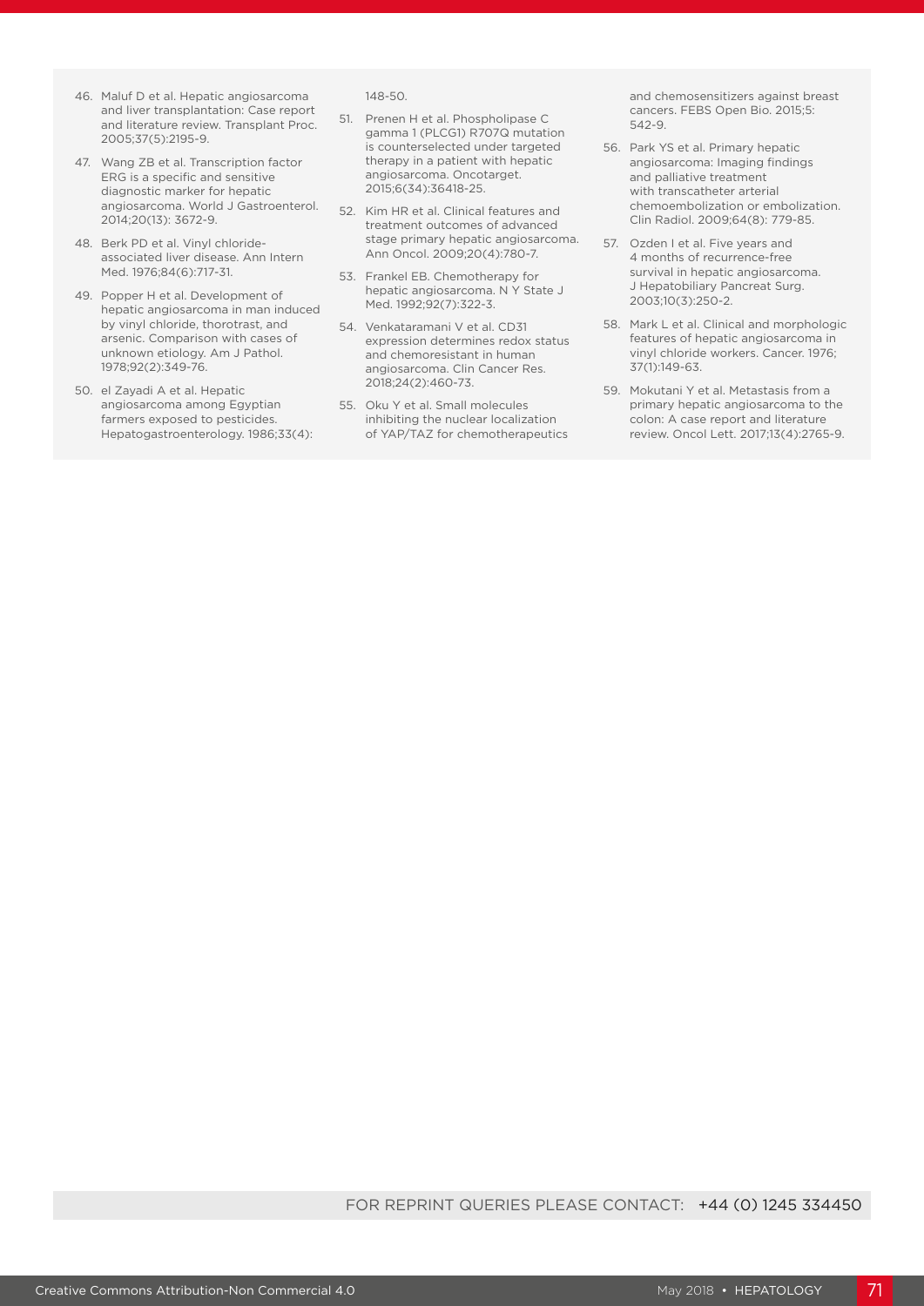46. Maluf D et al. Hepatic angiosarcoma and liver transplantation: Case report and literature review. Transplant Proc. 2005;37(5):2195-9.
47. Wang ZB et al. Transcription factor ERG is a specific and sensitive diagnostic marker for hepatic angiosarcoma. World J Gastroenterol. 2014;20(13): 3672-9.
48. Berk PD et al. Vinyl chloride-associated liver disease. Ann Intern Med. 1976;84(6):717-31.
49. Popper H et al. Development of hepatic angiosarcoma in man induced by vinyl chloride, thorotrast, and arsenic. Comparison with cases of unknown etiology. Am J Pathol. 1978;92(2):349-76.
50. el Zayadi A et al. Hepatic angiosarcoma among Egyptian farmers exposed to pesticides. Hepatogastroenterology. 1986;33(4): 148-50.
51. Prenen H et al. Phospholipase C gamma 1 (PLCG1) R707Q mutation is counterselected under targeted therapy in a patient with hepatic angiosarcoma. Oncotarget. 2015;6(34):36418-25.
52. Kim HR et al. Clinical features and treatment outcomes of advanced stage primary hepatic angiosarcoma. Ann Oncol. 2009;20(4):780-7.
53. Frankel EB. Chemotherapy for hepatic angiosarcoma. N Y State J Med. 1992;92(7):322-3.
54. Venkataramani V et al. CD31 expression determines redox status and chemoresistant in human angiosarcoma. Clin Cancer Res. 2018;24(2):460-73.
55. Oku Y et al. Small molecules inhibiting the nuclear localization of YAP/TAZ for chemotherapeutics and chemosensitizers against breast cancers. FEBS Open Bio. 2015;5: 542-9.
56. Park YS et al. Primary hepatic angiosarcoma: Imaging findings and palliative treatment with transcatheter arterial chemoembolization or embolization. Clin Radiol. 2009;64(8): 779-85.
57. Ozden I et al. Five years and 4 months of recurrence-free survival in hepatic angiosarcoma. J Hepatobiliary Pancreat Surg. 2003;10(3):250-2.
58. Mark L et al. Clinical and morphologic features of hepatic angiosarcoma in vinyl chloride workers. Cancer. 1976; 37(1):149-63.
59. Mokutani Y et al. Metastasis from a primary hepatic angiosarcoma to the colon: A case report and literature review. Oncol Lett. 2017;13(4):2765-9.

FOR REPRINT QUERIES PLEASE CONTACT: +44 (0) 1245 334450

Creative Commons Attribution-Non Commercial 4.0